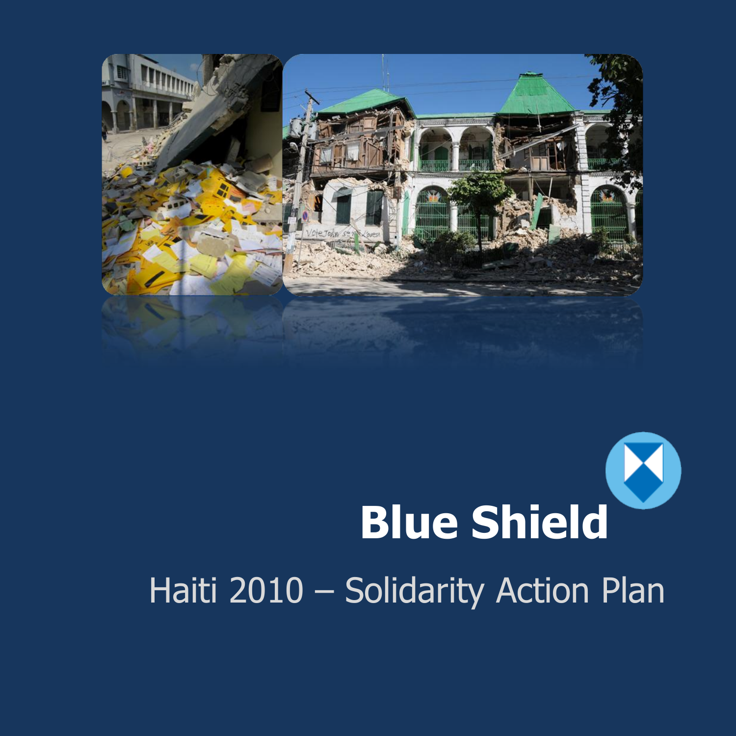# Blue Shield

## Haiti 2010 – Solidarity Action Plan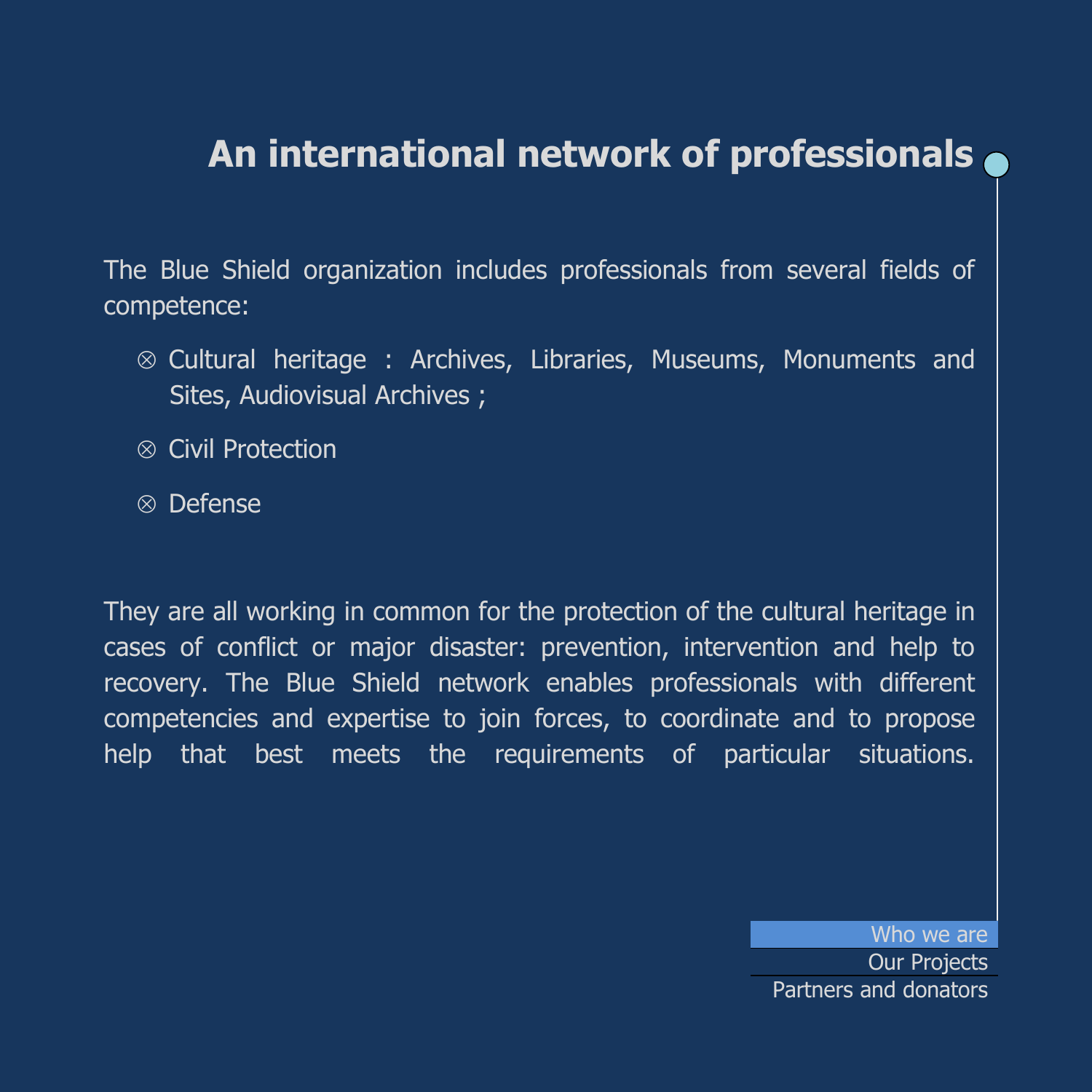# An international network of professionals

The Blue Shield organization includes professionals from several fields of competence:

- ⊗ Cultural heritage : Archives, Libraries, Museums, Monuments and Sites, Audiovisual Archives ;
- ⊗ Civil Protection
- ⊗ Defense

They are all working in common for the protection of the cultural heritage in cases of conflict or major disaster: prevention, intervention and help to recovery. The Blue Shield network enables professionals with different competencies and expertise to join forces, to coordinate and to propose help that best meets the requirements of particular situations.

Who we are
Our Projects
Partners and donators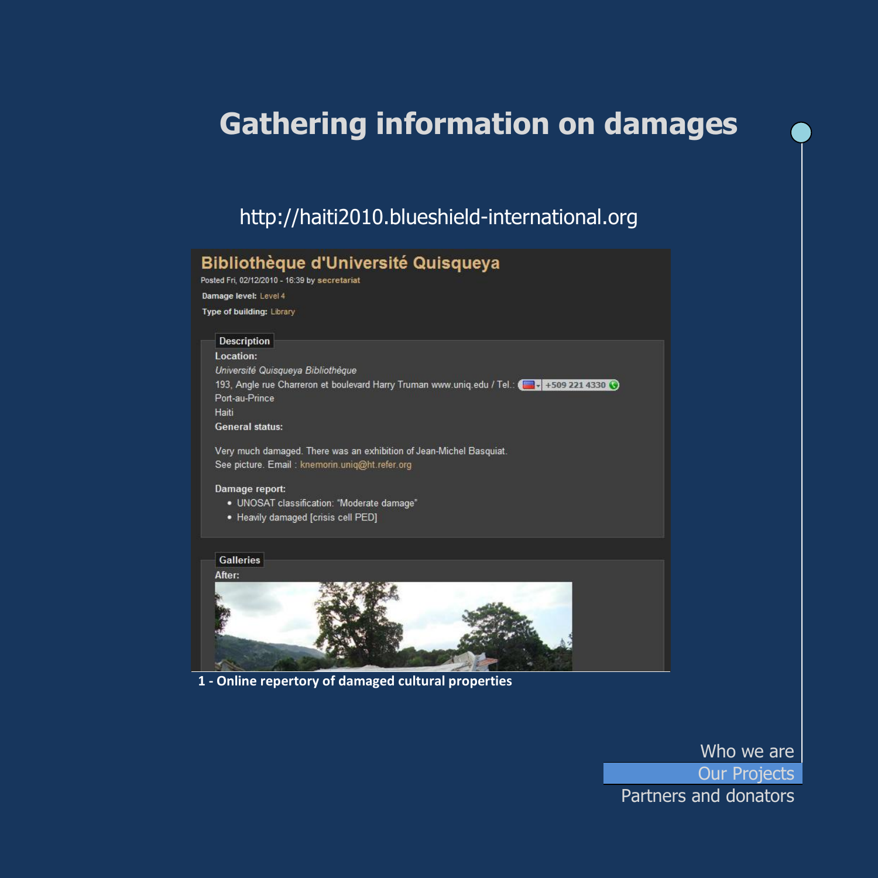# Gathering information on damages

http://haiti2010.blueshield-international.org

## Bibliothèque d'Université Quisqueya

Posted Fri, 02/12/2010 - 16:39 by secretariat

**Damage level:** Level 4

**Type of building:** Library

**Description**

**Location:**

*Université Quisqueya Bibliothèque*

193, Angle rue Charreron et boulevard Harry Truman www.uniq.edu / Tel.: +509 221 4330

Port-au-Prince

Haiti

**General status:**

Very much damaged. There was an exhibition of Jean-Michel Basquiat. See picture. Email : knemorin.uniq@ht.refer.org

**Damage report:**

- UNOSAT classification: "Moderate damage"
- Heavily damaged [crisis cell PED]

**Galleries**

**After:**

**1 - Online repertory of damaged cultural properties**

Who we are

Our Projects

Partners and donators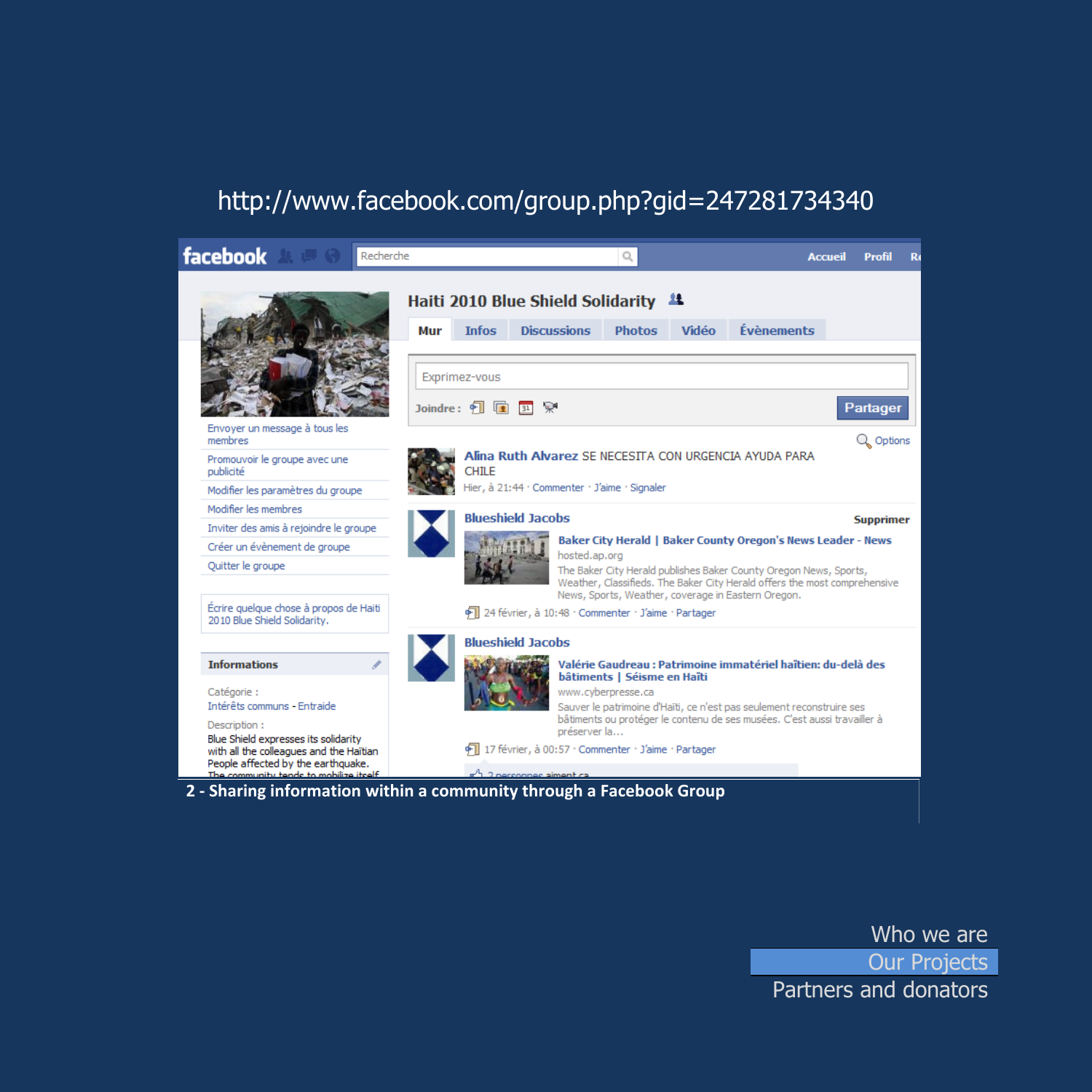http://www.facebook.com/group.php?gid=247281734340

facebook

Recherche

Accueil Profil

**Haiti 2010 Blue Shield Solidarity**

Mur | Infos | Discussions | Photos | Vidéo | Évènements

Exprimez-vous

Joindre :

Partager

Options

Envoyer un message à tous les membres

Promouvoir le groupe avec une publicité

Modifier les paramètres du groupe

Modifier les membres

Inviter des amis à rejoindre le groupe

Créer un évènement de groupe

Quitter le groupe

Écrire quelque chose à propos de Haiti 2010 Blue Shield Solidarity.

**Informations**

Catégorie :
Intérêts communs - Entraide

Description :
Blue Shield expresses its solidarity with all the colleagues and the Haïtian People affected by the earthquake. The community tends to mobilize itself

**Alina Ruth Alvarez** SE NECESITA CON URGENCIA AYUDA PARA CHILE
Hier, à 21:44 · Commenter · J'aime · Signaler

**Blueshield Jacobs** Supprimer

**Baker City Herald | Baker County Oregon's News Leader - News**
hosted.ap.org
The Baker City Herald publishes Baker County Oregon News, Sports, Weather, Classifieds. The Baker City Herald offers the most comprehensive News, Sports, Weather, coverage in Eastern Oregon.
24 février, à 10:48 · Commenter · J'aime · Partager

**Blueshield Jacobs**

**Valérie Gaudreau : Patrimoine immatériel haïtien: du-delà des bâtiments | Séisme en Haïti**
www.cyberpresse.ca
Sauver le patrimoine d'Haïti, ce n'est pas seulement reconstruire ses bâtiments ou protéger le contenu de ses musées. C'est aussi travailler à préserver la...
17 février, à 00:57 · Commenter · J'aime · Partager

2 personnes aiment ça

**2 - Sharing information within a community through a Facebook Group**

Who we are
Our Projects
Partners and donators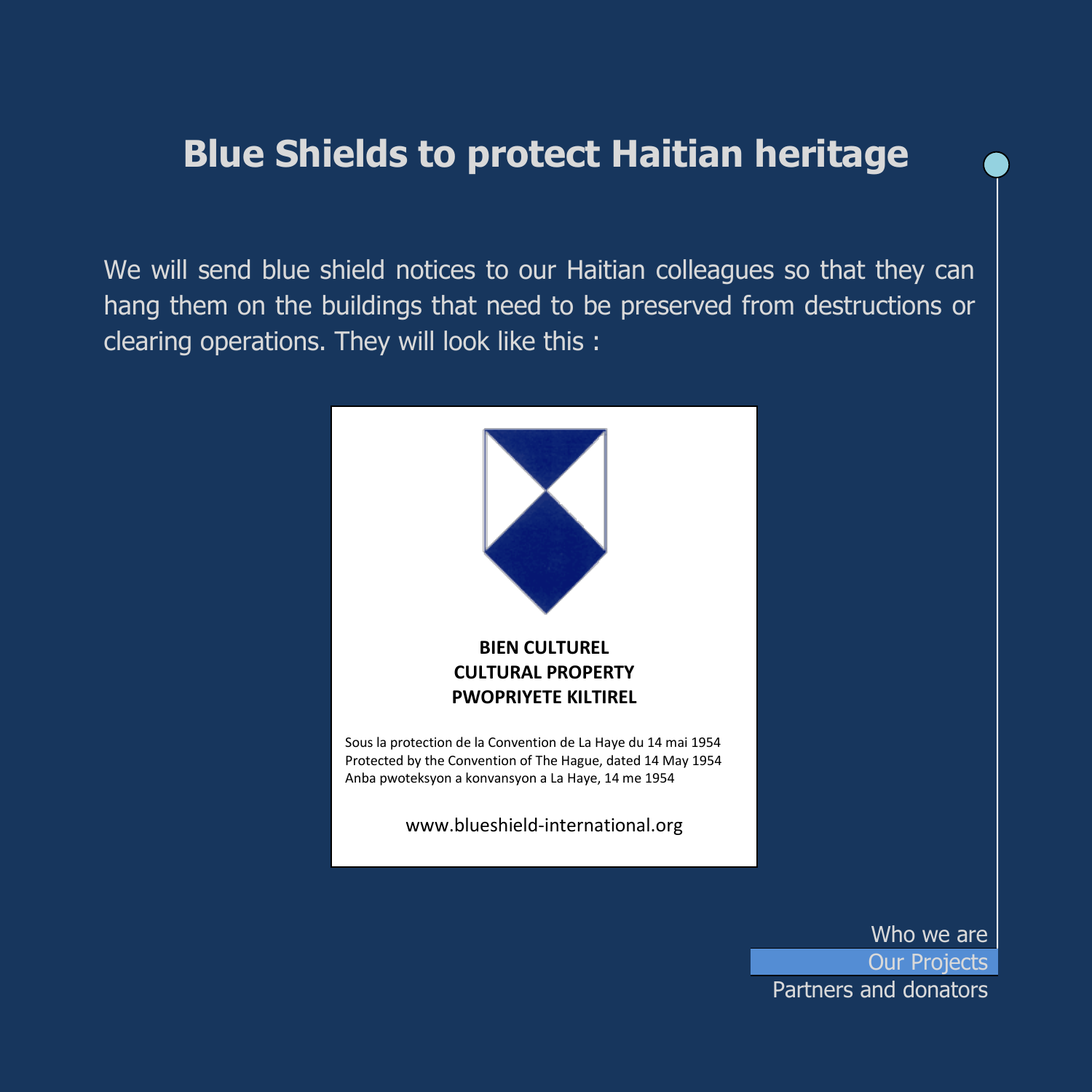# Blue Shields to protect Haitian heritage

We will send blue shield notices to our Haitian colleagues so that they can hang them on the buildings that need to be preserved from destructions or clearing operations. They will look like this :

**BIEN CULTUREL**
**CULTURAL PROPERTY**
**PWOPRIYETE KILTIREL**

Sous la protection de la Convention de La Haye du 14 mai 1954
Protected by the Convention of The Hague, dated 14 May 1954
Anba pwoteksyon a konvansyon a La Haye, 14 me 1954

www.blueshield-international.org

Who we are
Our Projects
Partners and donators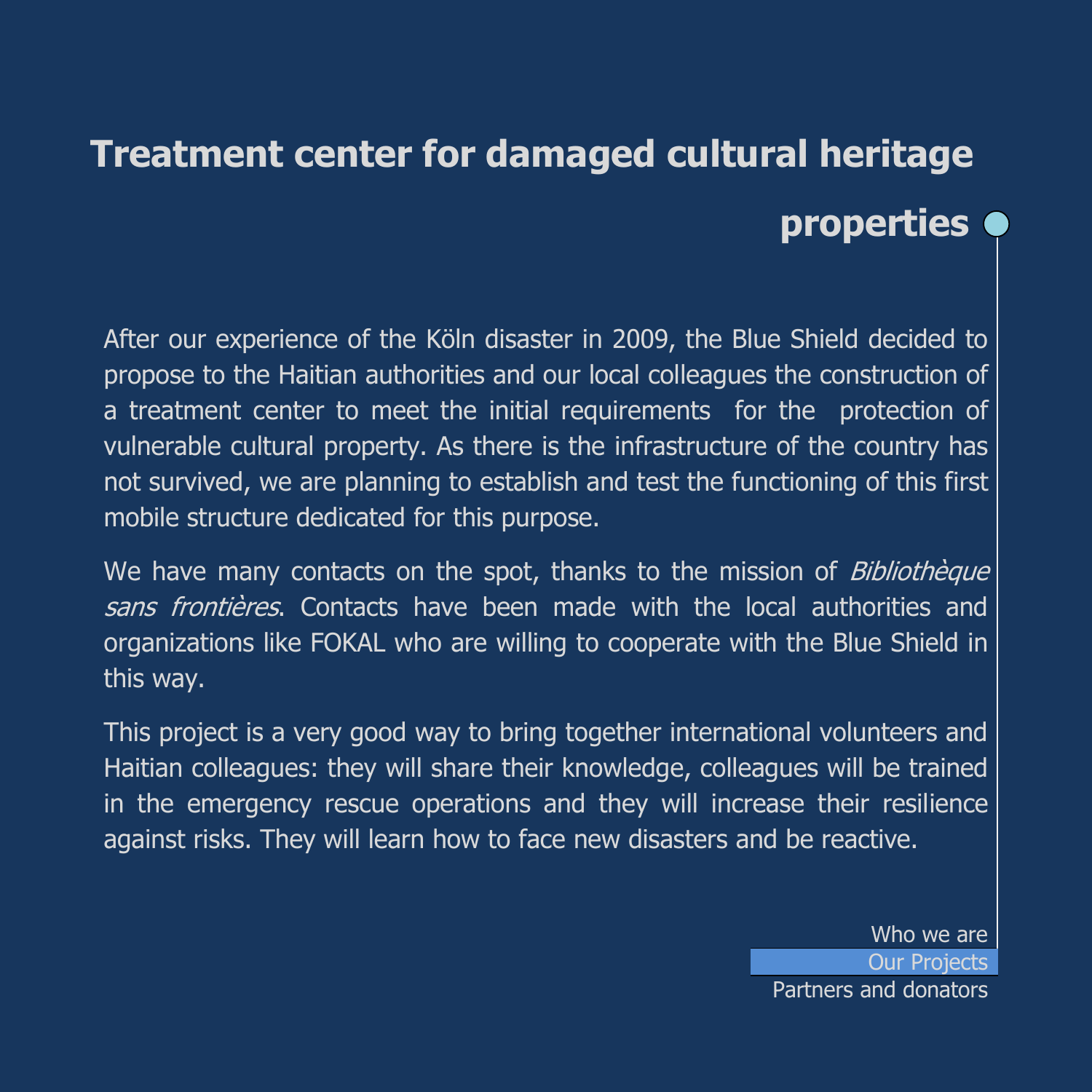# Treatment center for damaged cultural heritage properties

After our experience of the Köln disaster in 2009, the Blue Shield decided to propose to the Haitian authorities and our local colleagues the construction of a treatment center to meet the initial requirements for the protection of vulnerable cultural property. As there is the infrastructure of the country has not survived, we are planning to establish and test the functioning of this first mobile structure dedicated for this purpose.

We have many contacts on the spot, thanks to the mission of *Bibliothèque sans frontières*. Contacts have been made with the local authorities and organizations like FOKAL who are willing to cooperate with the Blue Shield in this way.

This project is a very good way to bring together international volunteers and Haitian colleagues: they will share their knowledge, colleagues will be trained in the emergency rescue operations and they will increase their resilience against risks. They will learn how to face new disasters and be reactive.

Who we are
Our Projects
Partners and donators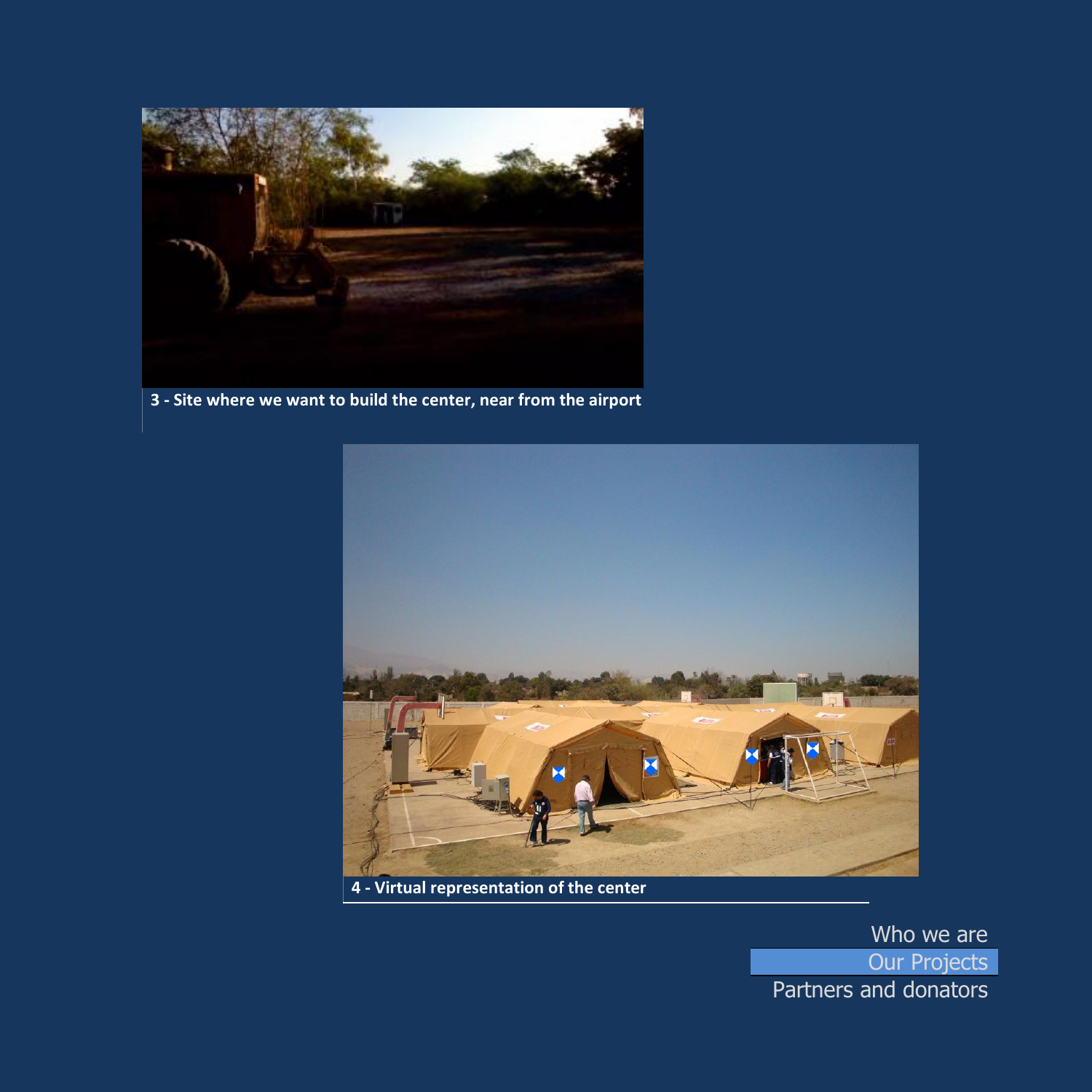3 - Site where we want to build the center, near from the airport

4 - Virtual representation of the center

Who we are

Our Projects

Partners and donators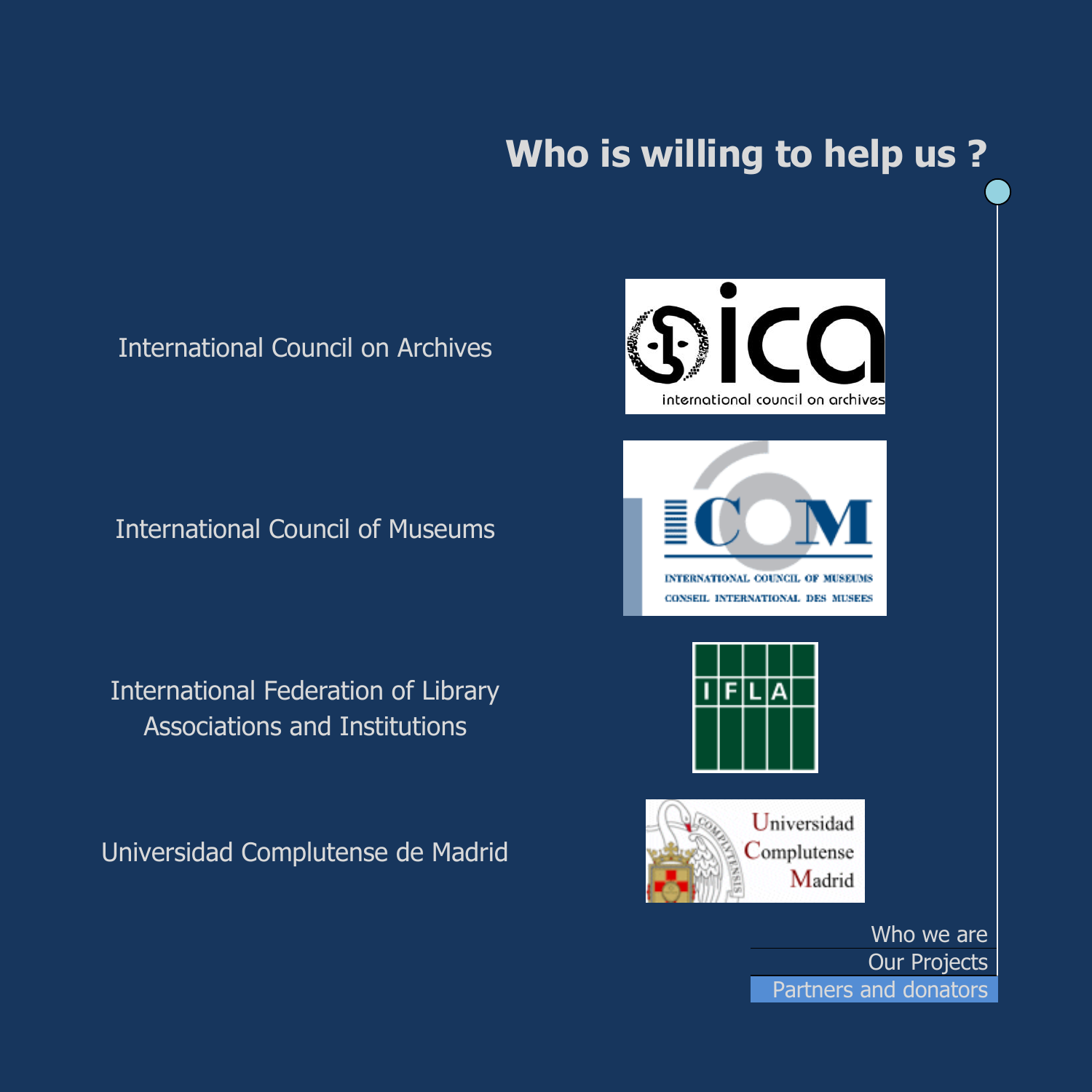# Who is willing to help us ?

International Council on Archives

International Council of Museums

International Federation of Library Associations and Institutions

Universidad Complutense de Madrid

Who we are
Our Projects
Partners and donators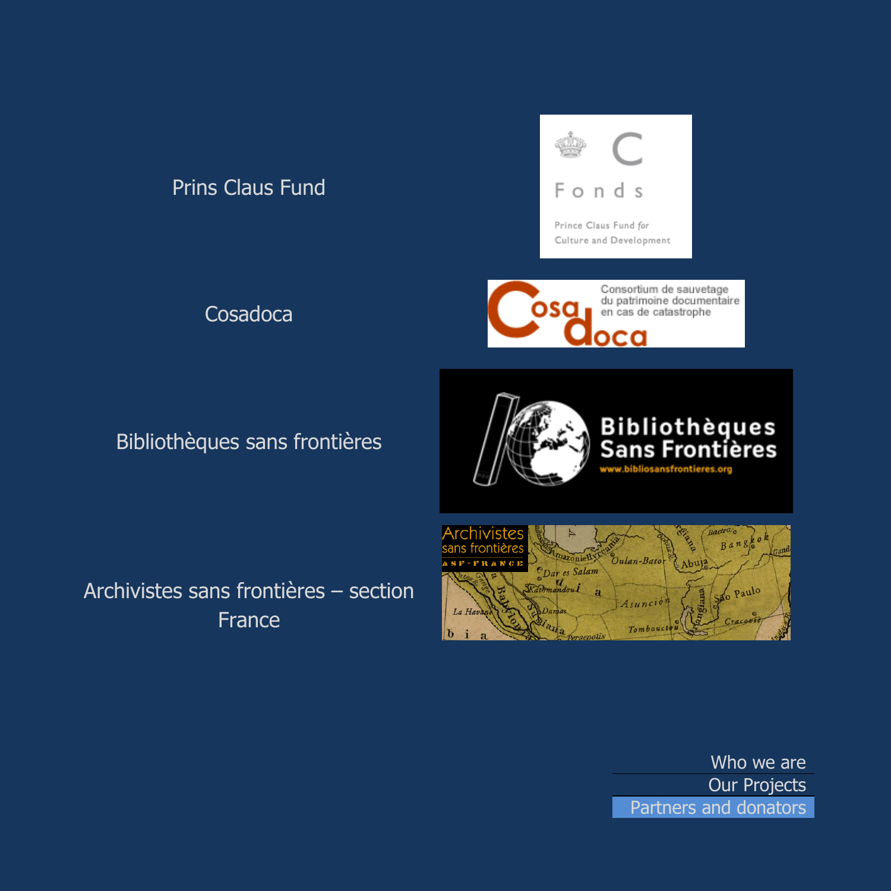Prins Claus Fund

Prince Claus Fund for Culture and Development

Cosadoca

Consortium de sauvetage du patrimoine documentaire en cas de catastrophe

Bibliothèques sans frontières

Bibliothèques Sans Frontières
www.bibliosansfrontieres.org

Archivistes sans frontières – section France

Archivistes sans frontières
ASF-FRANCE

Who we are
Our Projects
Partners and donators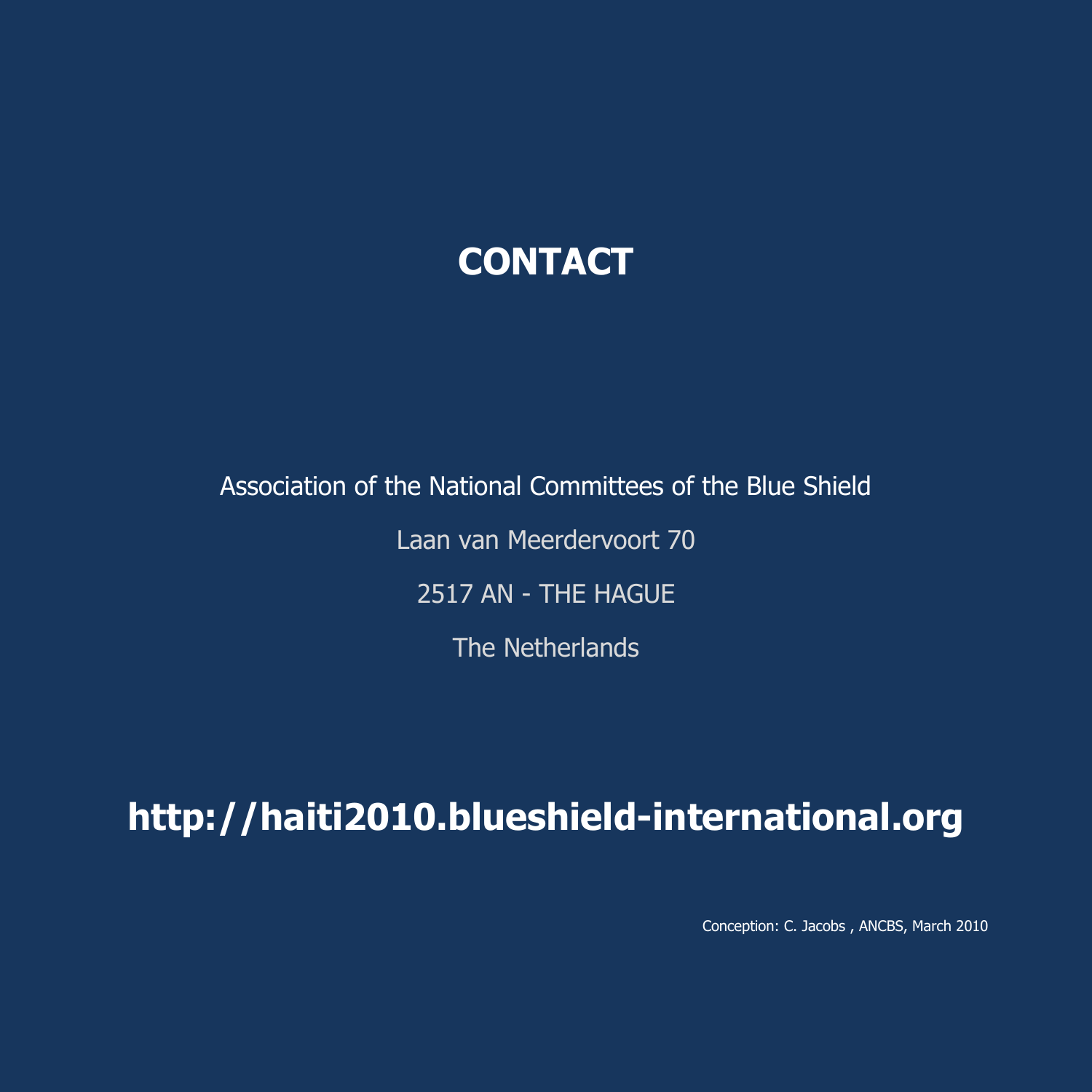# CONTACT

Association of the National Committees of the Blue Shield

Laan van Meerdervoort 70

2517 AN - THE HAGUE

The Netherlands

**http://haiti2010.blueshield-international.org**

Conception: C. Jacobs , ANCBS, March 2010